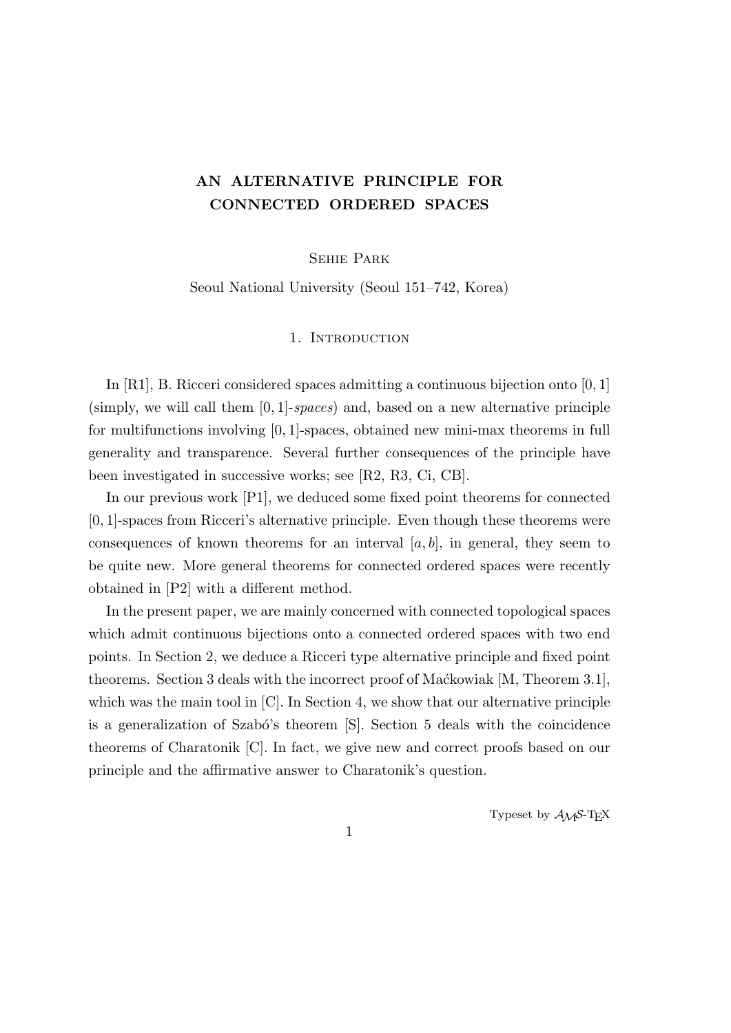# AN ALTERNATIVE PRINCIPLE FOR CONNECTED ORDERED SPACES

Sehie Park

Seoul National University (Seoul 151–742, Korea)

## 1. Introduction

In [R1], B. Ricceri considered spaces admitting a continuous bijection onto $[0,1]$ (simply, we will call them $[0,1]$-*spaces*) and, based on a new alternative principle for multifunctions involving $[0,1]$-spaces, obtained new mini-max theorems in full generality and transparence. Several further consequences of the principle have been investigated in successive works; see [R2, R3, Ci, CB].

In our previous work [P1], we deduced some fixed point theorems for connected $[0,1]$-spaces from Ricceri's alternative principle. Even though these theorems were consequences of known theorems for an interval $[a,b]$, in general, they seem to be quite new. More general theorems for connected ordered spaces were recently obtained in [P2] with a different method.

In the present paper, we are mainly concerned with connected topological spaces which admit continuous bijections onto a connected ordered spaces with two end points. In Section 2, we deduce a Ricceri type alternative principle and fixed point theorems. Section 3 deals with the incorrect proof of Maćkowiak [M, Theorem 3.1], which was the main tool in [C]. In Section 4, we show that our alternative principle is a generalization of Szabó's theorem [S]. Section 5 deals with the coincidence theorems of Charatonik [C]. In fact, we give new and correct proofs based on our principle and the affirmative answer to Charatonik's question.

Typeset by $\mathcal{A}\mathcal{M}\mathcal{S}$-TEX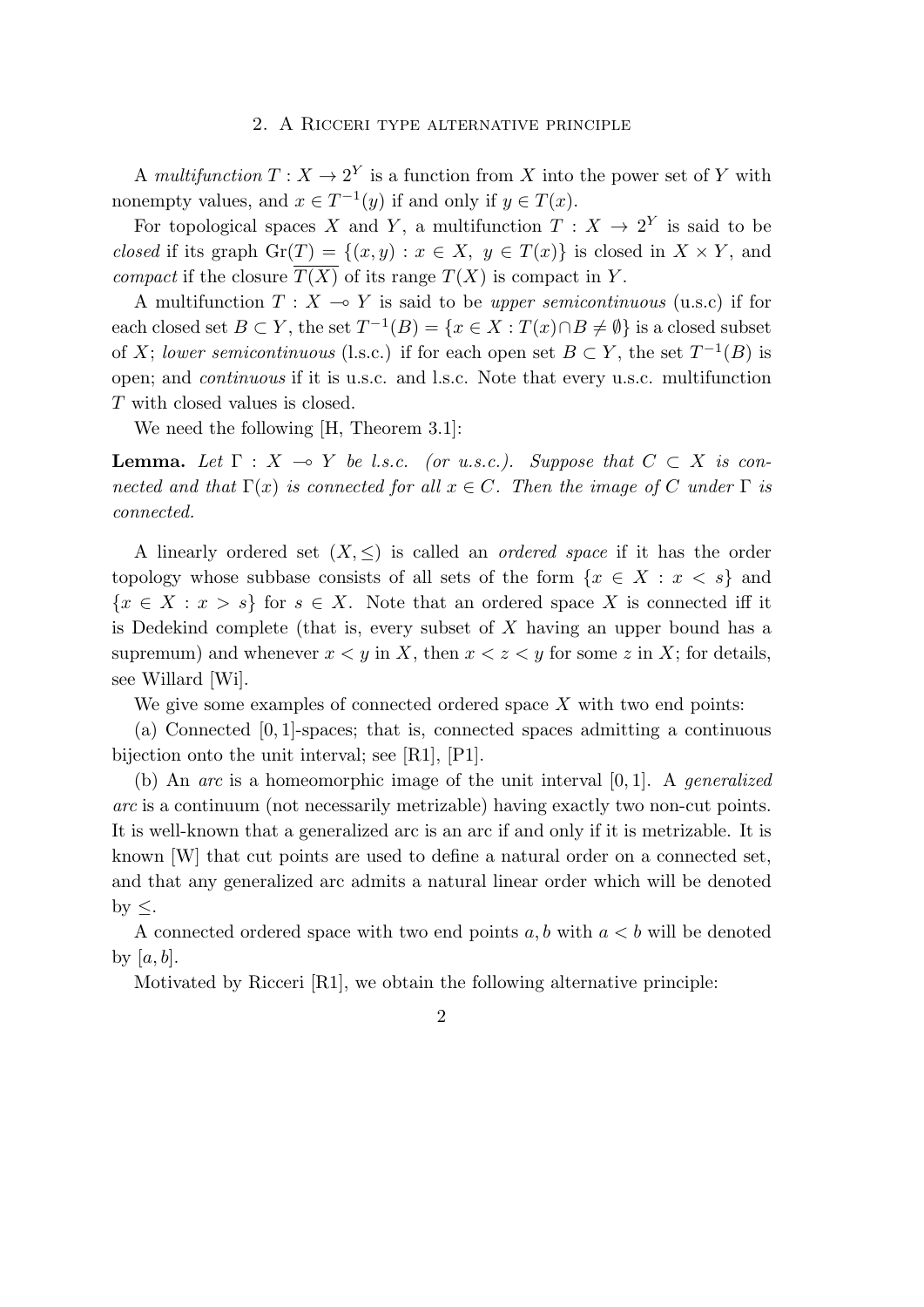## 2. A Ricceri type alternative principle

A *multifunction* $T : X \to 2^Y$ is a function from $X$ into the power set of $Y$ with nonempty values, and $x \in T^{-1}(y)$ if and only if $y \in T(x)$.

For topological spaces $X$ and $Y$, a multifunction $T : X \to 2^Y$ is said to be *closed* if its graph $\mathrm{Gr}(T) = \{(x, y) : x \in X,\ y \in T(x)\}$ is closed in $X \times Y$, and *compact* if the closure $\overline{T(X)}$ of its range $T(X)$ is compact in $Y$.

A multifunction $T : X \multimap Y$ is said to be *upper semicontinuous* (u.s.c) if for each closed set $B \subset Y$, the set $T^{-1}(B) = \{x \in X : T(x) \cap B \neq \emptyset\}$ is a closed subset of $X$; *lower semicontinuous* (l.s.c.) if for each open set $B \subset Y$, the set $T^{-1}(B)$ is open; and *continuous* if it is u.s.c. and l.s.c. Note that every u.s.c. multifunction $T$ with closed values is closed.

We need the following [H, Theorem 3.1]:

**Lemma.** *Let $\Gamma : X \multimap Y$ be l.s.c. (or u.s.c.). Suppose that $C \subset X$ is connected and that $\Gamma(x)$ is connected for all $x \in C$. Then the image of $C$ under $\Gamma$ is connected.*

A linearly ordered set $(X, \leq)$ is called an *ordered space* if it has the order topology whose subbase consists of all sets of the form $\{x \in X : x < s\}$ and $\{x \in X : x > s\}$ for $s \in X$. Note that an ordered space $X$ is connected iff it is Dedekind complete (that is, every subset of $X$ having an upper bound has a supremum) and whenever $x < y$ in $X$, then $x < z < y$ for some $z$ in $X$; for details, see Willard [Wi].

We give some examples of connected ordered space $X$ with two end points:

(a) Connected $[0, 1]$-spaces; that is, connected spaces admitting a continuous bijection onto the unit interval; see [R1], [P1].

(b) An *arc* is a homeomorphic image of the unit interval $[0, 1]$. A *generalized arc* is a continuum (not necessarily metrizable) having exactly two non-cut points. It is well-known that a generalized arc is an arc if and only if it is metrizable. It is known [W] that cut points are used to define a natural order on a connected set, and that any generalized arc admits a natural linear order which will be denoted by $\leq$.

A connected ordered space with two end points $a, b$ with $a < b$ will be denoted by $[a, b]$.

Motivated by Ricceri [R1], we obtain the following alternative principle: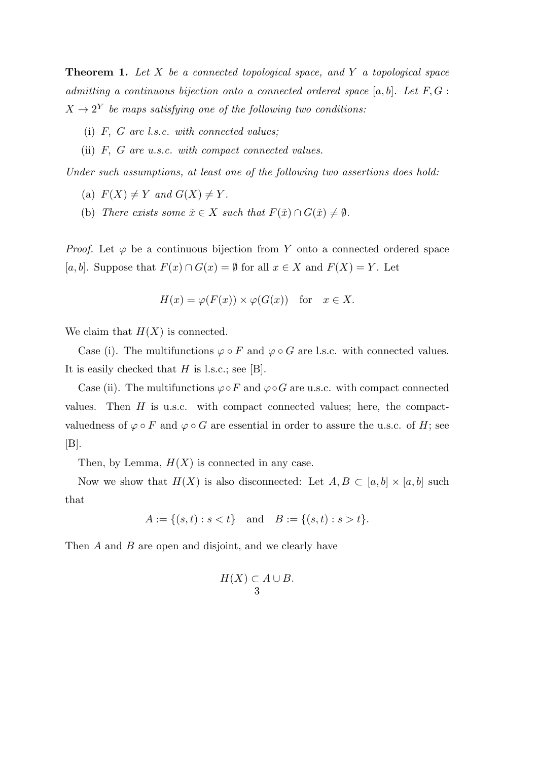**Theorem 1.** *Let $X$ be a connected topological space, and $Y$ a topological space admitting a continuous bijection onto a connected ordered space $[a, b]$. Let $F, G : X \to 2^Y$ be maps satisfying one of the following two conditions:*

(i) *$F$, $G$ are l.s.c. with connected values;*

(ii) *$F$, $G$ are u.s.c. with compact connected values.*

*Under such assumptions, at least one of the following two assertions does hold:*

(a) *$F(X) \neq Y$ and $G(X) \neq Y$.*

(b) *There exists some $\tilde{x} \in X$ such that $F(\tilde{x}) \cap G(\tilde{x}) \neq \emptyset$.*

*Proof.* Let $\varphi$ be a continuous bijection from $Y$ onto a connected ordered space $[a, b]$. Suppose that $F(x) \cap G(x) = \emptyset$ for all $x \in X$ and $F(X) = Y$. Let

$$H(x) = \varphi(F(x)) \times \varphi(G(x)) \quad \text{for} \quad x \in X.$$

We claim that $H(X)$ is connected.

Case (i). The multifunctions $\varphi \circ F$ and $\varphi \circ G$ are l.s.c. with connected values. It is easily checked that $H$ is l.s.c.; see [B].

Case (ii). The multifunctions $\varphi \circ F$ and $\varphi \circ G$ are u.s.c. with compact connected values. Then $H$ is u.s.c. with compact connected values; here, the compact-valuedness of $\varphi \circ F$ and $\varphi \circ G$ are essential in order to assure the u.s.c. of $H$; see [B].

Then, by Lemma, $H(X)$ is connected in any case.

Now we show that $H(X)$ is also disconnected: Let $A, B \subset [a, b] \times [a, b]$ such that

$$A := \{(s, t) : s < t\} \quad \text{and} \quad B := \{(s, t) : s > t\}.$$

Then $A$ and $B$ are open and disjoint, and we clearly have

$$H(X) \subset A \cup B.$$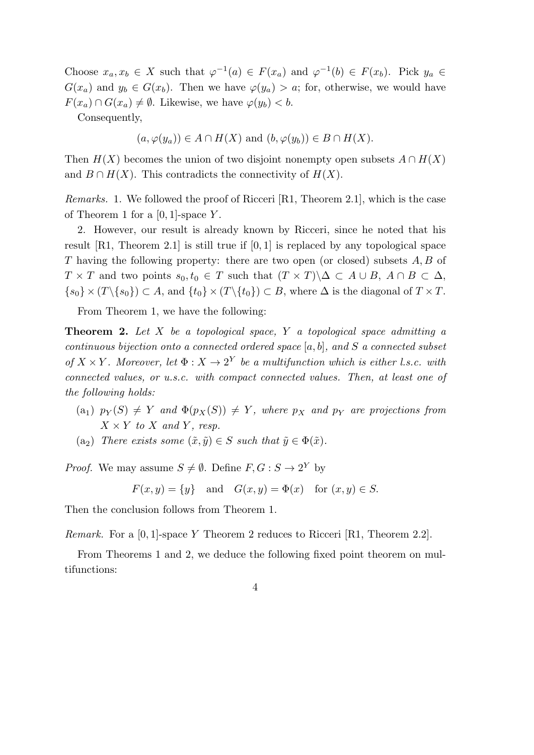Choose $x_a, x_b \in X$ such that $\varphi^{-1}(a) \in F(x_a)$ and $\varphi^{-1}(b) \in F(x_b)$. Pick $y_a \in G(x_a)$ and $y_b \in G(x_b)$. Then we have $\varphi(y_a) > a$; for, otherwise, we would have $F(x_a) \cap G(x_a) \neq \emptyset$. Likewise, we have $\varphi(y_b) < b$.

Consequently,

$$(a, \varphi(y_a)) \in A \cap H(X) \text{ and } (b, \varphi(y_b)) \in B \cap H(X).$$

Then $H(X)$ becomes the union of two disjoint nonempty open subsets $A \cap H(X)$ and $B \cap H(X)$. This contradicts the connectivity of $H(X)$.

*Remarks.* 1. We followed the proof of Ricceri [R1, Theorem 2.1], which is the case of Theorem 1 for a $[0, 1]$-space $Y$.

2. However, our result is already known by Ricceri, since he noted that his result [R1, Theorem 2.1] is still true if $[0, 1]$ is replaced by any topological space $T$ having the following property: there are two open (or closed) subsets $A, B$ of $T \times T$ and two points $s_0, t_0 \in T$ such that $(T \times T)\backslash\Delta \subset A \cup B$, $A \cap B \subset \Delta$, $\{s_0\} \times (T\backslash\{s_0\}) \subset A$, and $\{t_0\} \times (T\backslash\{t_0\}) \subset B$, where $\Delta$ is the diagonal of $T \times T$.

From Theorem 1, we have the following:

**Theorem 2.** *Let $X$ be a topological space, $Y$ a topological space admitting a continuous bijection onto a connected ordered space $[a, b]$, and $S$ a connected subset of $X \times Y$. Moreover, let $\Phi : X \to 2^Y$ be a multifunction which is either l.s.c. with connected values, or u.s.c. with compact connected values. Then, at least one of the following holds:*

- ($\text{a}_1$) *$p_Y(S) \neq Y$ and $\Phi(p_X(S)) \neq Y$, where $p_X$ and $p_Y$ are projections from $X \times Y$ to $X$ and $Y$, resp.*
- ($\text{a}_2$) *There exists some $(\tilde{x}, \tilde{y}) \in S$ such that $\tilde{y} \in \Phi(\tilde{x})$.*

*Proof.* We may assume $S \neq \emptyset$. Define $F, G : S \to 2^Y$ by

$$F(x, y) = \{y\} \quad \text{and} \quad G(x, y) = \Phi(x) \quad \text{for } (x, y) \in S.$$

Then the conclusion follows from Theorem 1.

*Remark.* For a $[0, 1]$-space $Y$ Theorem 2 reduces to Ricceri [R1, Theorem 2.2].

From Theorems 1 and 2, we deduce the following fixed point theorem on multifunctions: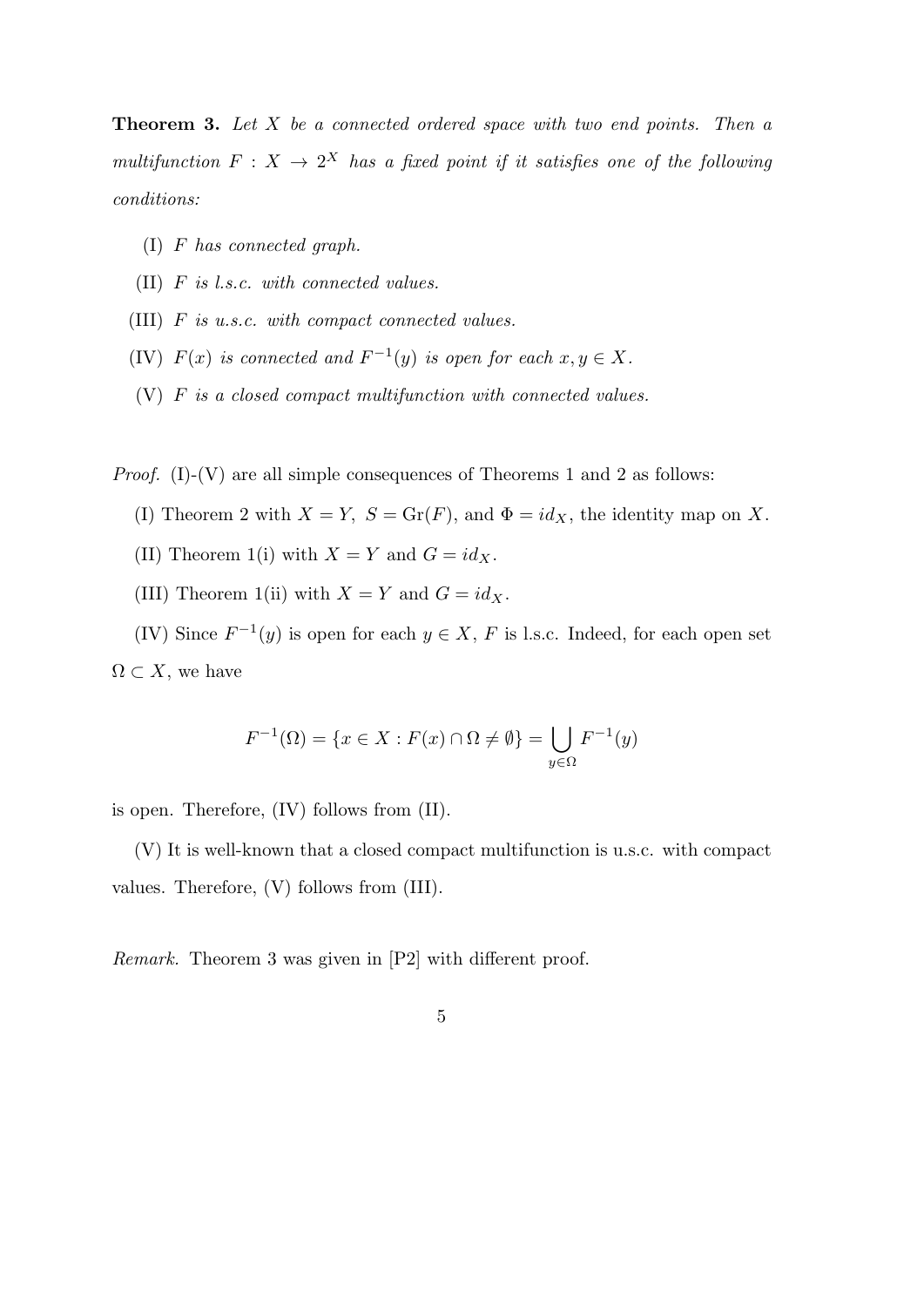**Theorem 3.** *Let $X$ be a connected ordered space with two end points. Then a multifunction $F : X \to 2^X$ has a fixed point if it satisfies one of the following conditions:*

(I) *$F$ has connected graph.*

(II) *$F$ is l.s.c. with connected values.*

(III) *$F$ is u.s.c. with compact connected values.*

(IV) *$F(x)$ is connected and $F^{-1}(y)$ is open for each $x, y \in X$.*

(V) *$F$ is a closed compact multifunction with connected values.*

*Proof.* (I)-(V) are all simple consequences of Theorems 1 and 2 as follows:

(I) Theorem 2 with $X = Y$, $S = \mathrm{Gr}(F)$, and $\Phi = id_X$, the identity map on $X$.

(II) Theorem 1(i) with $X = Y$ and $G = id_X$.

(III) Theorem 1(ii) with $X = Y$ and $G = id_X$.

(IV) Since $F^{-1}(y)$ is open for each $y \in X$, $F$ is l.s.c. Indeed, for each open set $\Omega \subset X$, we have

$$F^{-1}(\Omega) = \{x \in X : F(x) \cap \Omega \neq \emptyset\} = \bigcup_{y \in \Omega} F^{-1}(y)$$

is open. Therefore, (IV) follows from (II).

(V) It is well-known that a closed compact multifunction is u.s.c. with compact values. Therefore, (V) follows from (III).

*Remark.* Theorem 3 was given in [P2] with different proof.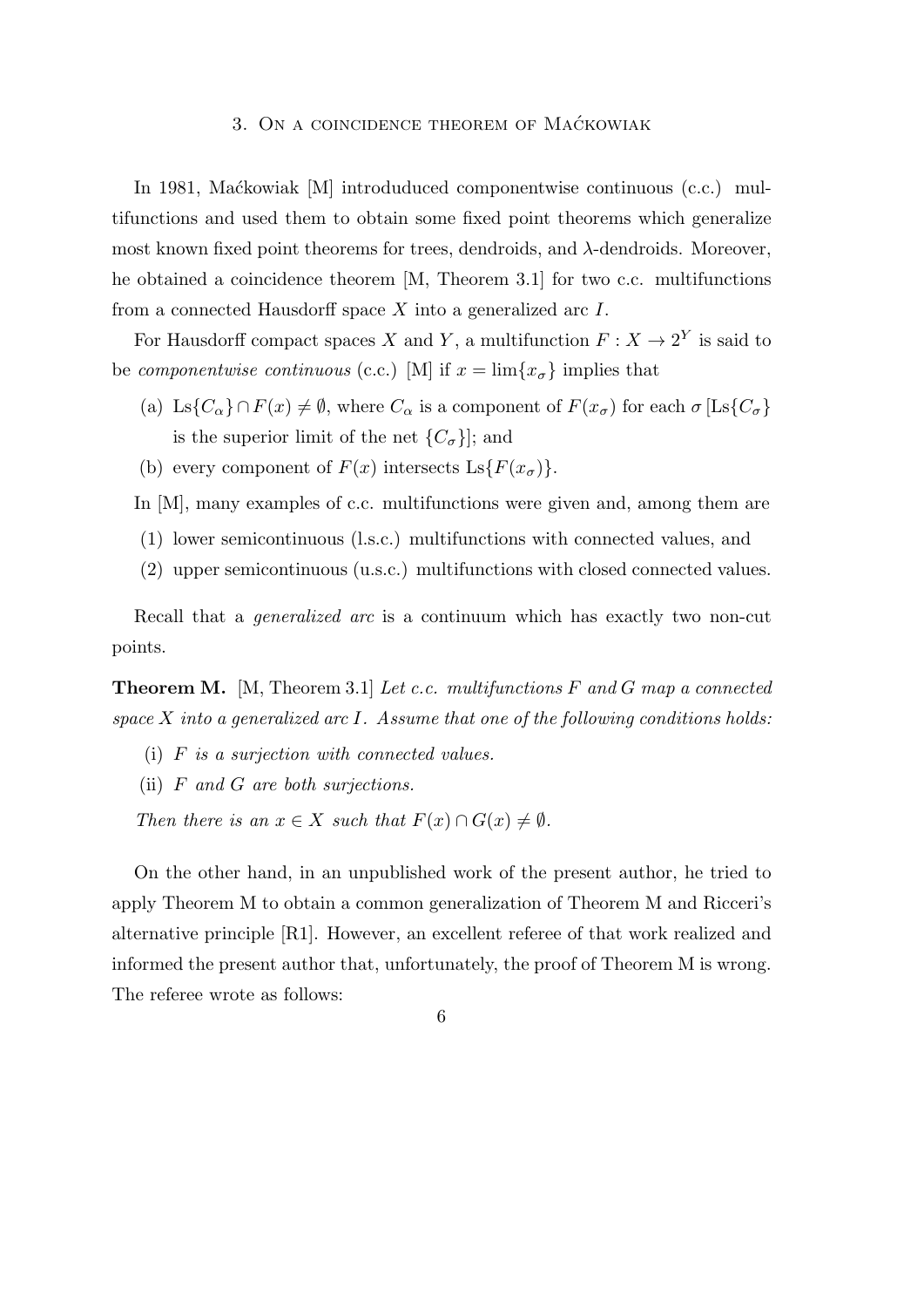## 3. On a coincidence theorem of Maćkowiak

In 1981, Maćkowiak [M] introduduced componentwise continuous (c.c.) multifunctions and used them to obtain some fixed point theorems which generalize most known fixed point theorems for trees, dendroids, and $\lambda$-dendroids. Moreover, he obtained a coincidence theorem [M, Theorem 3.1] for two c.c. multifunctions from a connected Hausdorff space $X$ into a generalized arc $I$.

For Hausdorff compact spaces $X$ and $Y$, a multifunction $F : X \to 2^Y$ is said to be *componentwise continuous* (c.c.) [M] if $x = \lim\{x_\sigma\}$ implies that

- (a) $\mathrm{Ls}\{C_\alpha\} \cap F(x) \neq \emptyset$, where $C_\alpha$ is a component of $F(x_\sigma)$ for each $\sigma$ [$\mathrm{Ls}\{C_\sigma\}$ is the superior limit of the net $\{C_\sigma\}$]; and
- (b) every component of $F(x)$ intersects $\mathrm{Ls}\{F(x_\sigma)\}$.

In [M], many examples of c.c. multifunctions were given and, among them are

- (1) lower semicontinuous (l.s.c.) multifunctions with connected values, and
- (2) upper semicontinuous (u.s.c.) multifunctions with closed connected values.

Recall that a *generalized arc* is a continuum which has exactly two non-cut points.

**Theorem M.** [M, Theorem 3.1] *Let c.c. multifunctions $F$ and $G$ map a connected space $X$ into a generalized arc $I$. Assume that one of the following conditions holds:*

- (i) *$F$ is a surjection with connected values.*
- (ii) *$F$ and $G$ are both surjections.*

*Then there is an $x \in X$ such that $F(x) \cap G(x) \neq \emptyset$.*

On the other hand, in an unpublished work of the present author, he tried to apply Theorem M to obtain a common generalization of Theorem M and Ricceri's alternative principle [R1]. However, an excellent referee of that work realized and informed the present author that, unfortunately, the proof of Theorem M is wrong. The referee wrote as follows: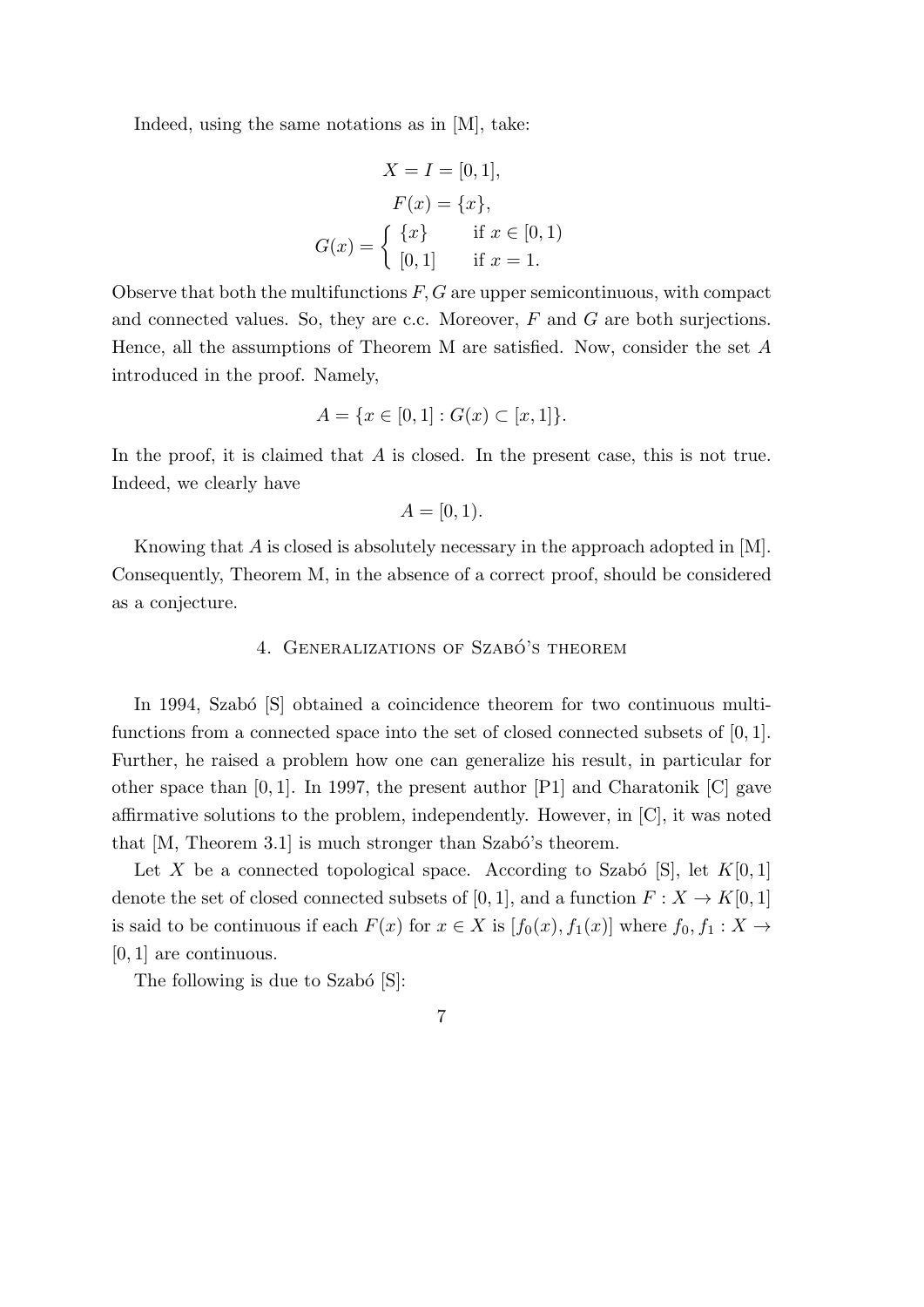Indeed, using the same notations as in [M], take:

$$X = I = [0,1],$$

$$F(x) = \{x\},$$

$$G(x) = \begin{cases} \{x\} & \text{if } x \in [0,1) \\ [0,1] & \text{if } x = 1. \end{cases}$$

Observe that both the multifunctions $F, G$ are upper semicontinuous, with compact and connected values. So, they are c.c. Moreover, $F$ and $G$ are both surjections. Hence, all the assumptions of Theorem M are satisfied. Now, consider the set $A$ introduced in the proof. Namely,

$$A = \{x \in [0,1] : G(x) \subset [x,1]\}.$$

In the proof, it is claimed that $A$ is closed. In the present case, this is not true. Indeed, we clearly have

$$A = [0,1).$$

Knowing that $A$ is closed is absolutely necessary in the approach adopted in [M]. Consequently, Theorem M, in the absence of a correct proof, should be considered as a conjecture.

## 4. Generalizations of Szabó's theorem

In 1994, Szabó [S] obtained a coincidence theorem for two continuous multifunctions from a connected space into the set of closed connected subsets of $[0,1]$. Further, he raised a problem how one can generalize his result, in particular for other space than $[0,1]$. In 1997, the present author [P1] and Charatonik [C] gave affirmative solutions to the problem, independently. However, in [C], it was noted that [M, Theorem 3.1] is much stronger than Szabó's theorem.

Let $X$ be a connected topological space. According to Szabó [S], let $K[0,1]$ denote the set of closed connected subsets of $[0,1]$, and a function $F : X \to K[0,1]$ is said to be continuous if each $F(x)$ for $x \in X$ is $[f_0(x), f_1(x)]$ where $f_0, f_1 : X \to [0,1]$ are continuous.

The following is due to Szabó [S]: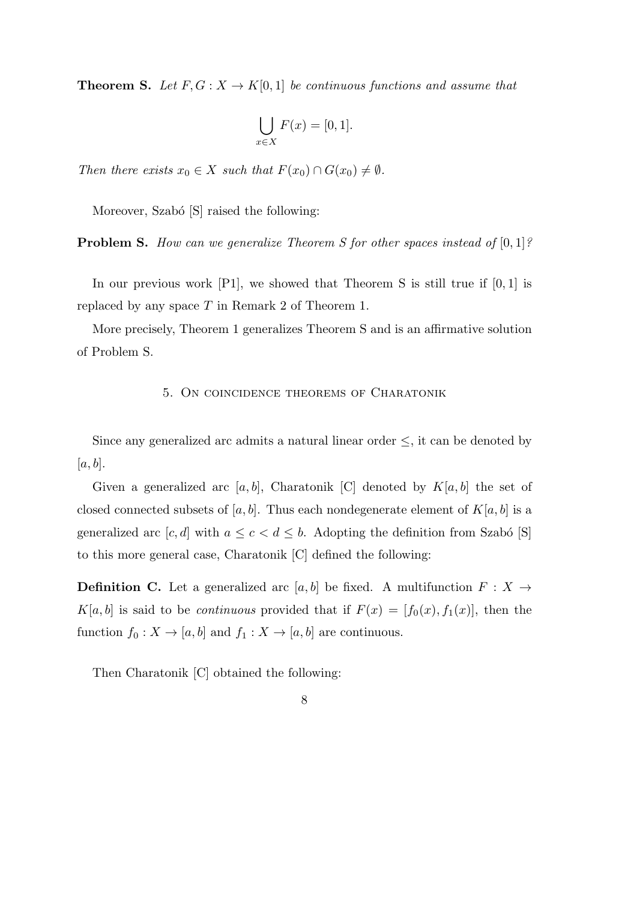**Theorem S.** *Let $F, G : X \to K[0,1]$ be continuous functions and assume that*

$$\bigcup_{x \in X} F(x) = [0,1].$$

*Then there exists $x_0 \in X$ such that $F(x_0) \cap G(x_0) \neq \emptyset$.*

Moreover, Szabó [S] raised the following:

**Problem S.** *How can we generalize Theorem S for other spaces instead of $[0,1]$?*

In our previous work [P1], we showed that Theorem S is still true if $[0,1]$ is replaced by any space $T$ in Remark 2 of Theorem 1.

More precisely, Theorem 1 generalizes Theorem S and is an affirmative solution of Problem S.

## 5. On coincidence theorems of Charatonik

Since any generalized arc admits a natural linear order $\leq$, it can be denoted by $[a,b]$.

Given a generalized arc $[a,b]$, Charatonik [C] denoted by $K[a,b]$ the set of closed connected subsets of $[a,b]$. Thus each nondegenerate element of $K[a,b]$ is a generalized arc $[c,d]$ with $a \leq c < d \leq b$. Adopting the definition from Szabó [S] to this more general case, Charatonik [C] defined the following:

**Definition C.** Let a generalized arc $[a,b]$ be fixed. A multifunction $F : X \to K[a,b]$ is said to be *continuous* provided that if $F(x) = [f_0(x), f_1(x)]$, then the function $f_0 : X \to [a,b]$ and $f_1 : X \to [a,b]$ are continuous.

Then Charatonik [C] obtained the following: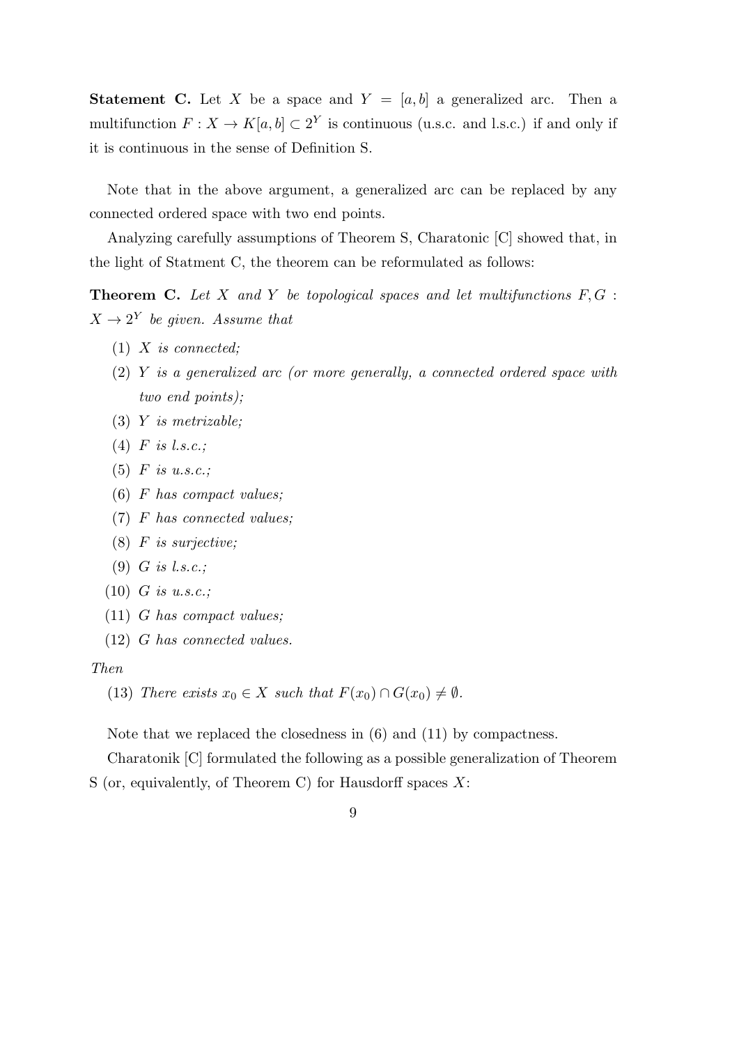**Statement C.** Let $X$ be a space and $Y = [a, b]$ a generalized arc. Then a multifunction $F : X \to K[a, b] \subset 2^Y$ is continuous (u.s.c. and l.s.c.) if and only if it is continuous in the sense of Definition S.

Note that in the above argument, a generalized arc can be replaced by any connected ordered space with two end points.

Analyzing carefully assumptions of Theorem S, Charatonic [C] showed that, in the light of Statment C, the theorem can be reformulated as follows:

**Theorem C.** *Let $X$ and $Y$ be topological spaces and let multifunctions $F, G : X \to 2^Y$ be given. Assume that*

(1) *$X$ is connected;*

(2) *$Y$ is a generalized arc (or more generally, a connected ordered space with two end points);*

(3) *$Y$ is metrizable;*

(4) *$F$ is l.s.c.;*

(5) *$F$ is u.s.c.;*

(6) *$F$ has compact values;*

(7) *$F$ has connected values;*

(8) *$F$ is surjective;*

(9) *$G$ is l.s.c.;*

(10) *$G$ is u.s.c.;*

(11) *$G$ has compact values;*

(12) *$G$ has connected values.*

*Then*

(13) *There exists $x_0 \in X$ such that $F(x_0) \cap G(x_0) \neq \emptyset$.*

Note that we replaced the closedness in (6) and (11) by compactness.

Charatonik [C] formulated the following as a possible generalization of Theorem S (or, equivalently, of Theorem C) for Hausdorff spaces $X$: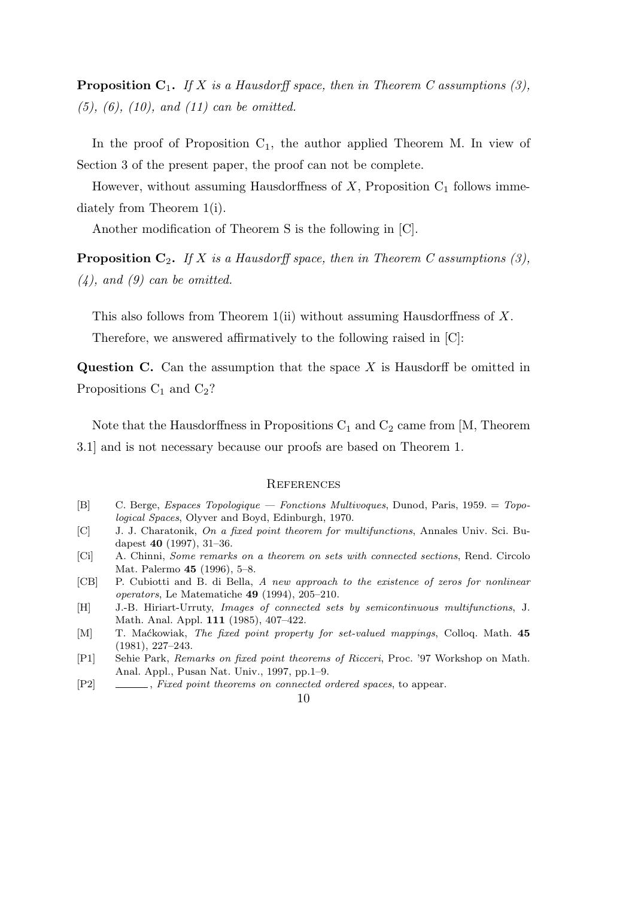**Proposition $C_1$.** *If $X$ is a Hausdorff space, then in Theorem C assumptions (3), (5), (6), (10), and (11) can be omitted.*

In the proof of Proposition $C_1$, the author applied Theorem M. In view of Section 3 of the present paper, the proof can not be complete.

However, without assuming Hausdorffness of $X$, Proposition $C_1$ follows immediately from Theorem 1(i).

Another modification of Theorem S is the following in [C].

**Proposition $C_2$.** *If $X$ is a Hausdorff space, then in Theorem C assumptions (3), (4), and (9) can be omitted.*

This also follows from Theorem 1(ii) without assuming Hausdorffness of $X$.

Therefore, we answered affirmatively to the following raised in [C]:

**Question C.** Can the assumption that the space $X$ is Hausdorff be omitted in Propositions $C_1$ and $C_2$?

Note that the Hausdorffness in Propositions $C_1$ and $C_2$ came from [M, Theorem 3.1] and is not necessary because our proofs are based on Theorem 1.

## References

[B] C. Berge, *Espaces Topologique — Fonctions Multivoques*, Dunod, Paris, 1959. = *Topological Spaces*, Olyver and Boyd, Edinburgh, 1970.

[C] J. J. Charatonik, *On a fixed point theorem for multifunctions*, Annales Univ. Sci. Budapest **40** (1997), 31–36.

[Ci] A. Chinni, *Some remarks on a theorem on sets with connected sections*, Rend. Circolo Mat. Palermo **45** (1996), 5–8.

[CB] P. Cubiotti and B. di Bella, *A new approach to the existence of zeros for nonlinear operators*, Le Matematiche **49** (1994), 205–210.

[H] J.-B. Hiriart-Urruty, *Images of connected sets by semicontinuous multifunctions*, J. Math. Anal. Appl. **111** (1985), 407–422.

[M] T. Maćkowiak, *The fixed point property for set-valued mappings*, Colloq. Math. **45** (1981), 227–243.

[P1] Sehie Park, *Remarks on fixed point theorems of Ricceri*, Proc. '97 Workshop on Math. Anal. Appl., Pusan Nat. Univ., 1997, pp.1–9.

[P2] ______, *Fixed point theorems on connected ordered spaces*, to appear.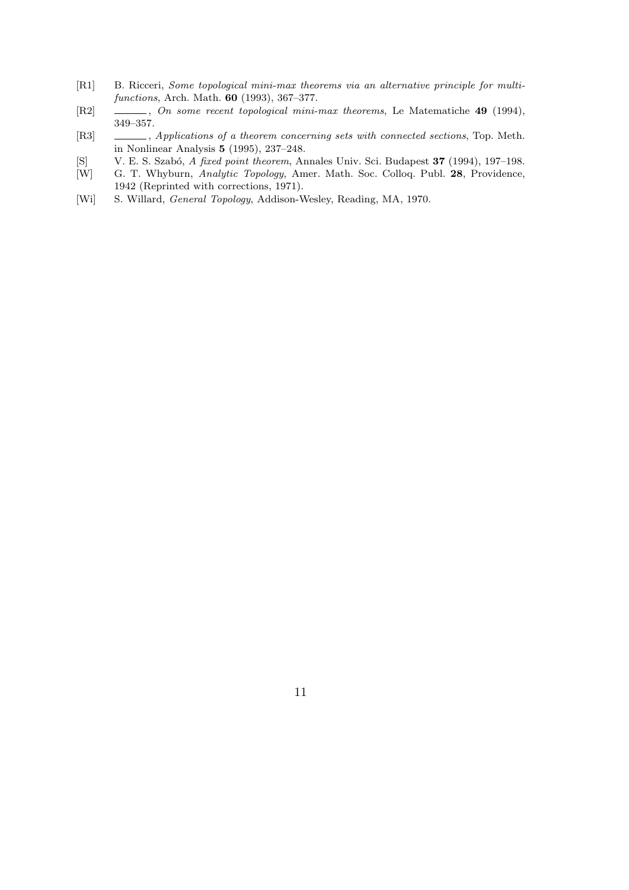[R1] B. Ricceri, *Some topological mini-max theorems via an alternative principle for multifunctions*, Arch. Math. **60** (1993), 367–377.

[R2] ______, *On some recent topological mini-max theorems*, Le Matematiche **49** (1994), 349–357.

[R3] ______, *Applications of a theorem concerning sets with connected sections*, Top. Meth. in Nonlinear Analysis **5** (1995), 237–248.

[S] V. E. S. Szabó, *A fixed point theorem*, Annales Univ. Sci. Budapest **37** (1994), 197–198.

[W] G. T. Whyburn, *Analytic Topology*, Amer. Math. Soc. Colloq. Publ. **28**, Providence, 1942 (Reprinted with corrections, 1971).

[Wi] S. Willard, *General Topology*, Addison-Wesley, Reading, MA, 1970.